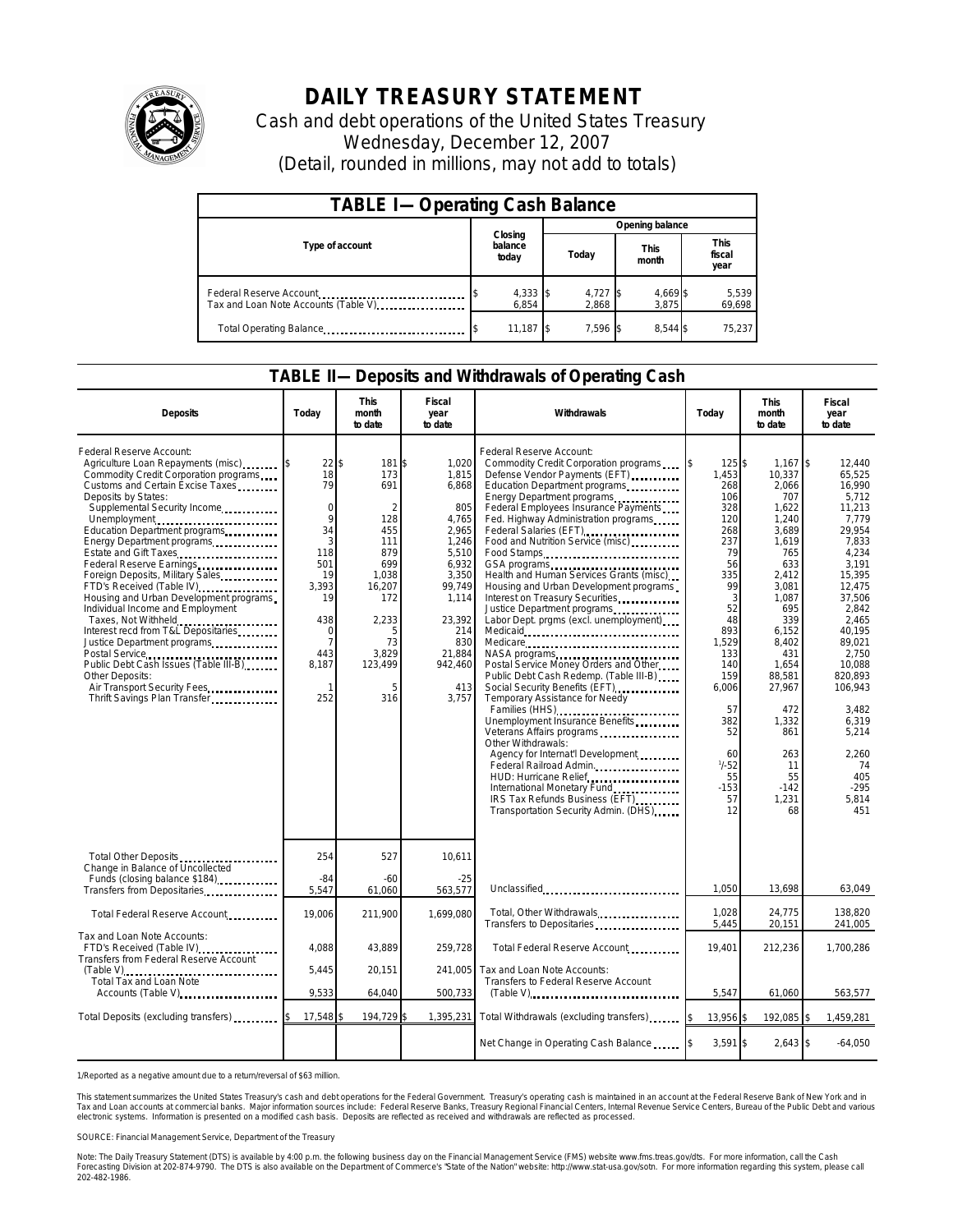# DAILY TREASURY STATEMENT

Cash and debt operations of the United States Treasury
Wednesday, December 12, 2007
(Detail, rounded in millions, may not add to totals)

## TABLE I— Operating Cash Balance

| Type of account | Closing balance today | Opening balance Today | Opening balance This month | Opening balance This fiscal year |
|---|---|---|---|---|
| Federal Reserve Account | $ 4,333 | $ 4,727 | $ 4,669 | $ 5,539 |
| Tax and Loan Note Accounts (Table V) | 6,854 | 2,868 | 3,875 | 69,698 |
| Total Operating Balance | $ 11,187 | $ 7,596 | $ 8,544 | $ 75,237 |

## TABLE II— Deposits and Withdrawals of Operating Cash

| Deposits | Today | This month to date | Fiscal year to date | Withdrawals | Today | This month to date | Fiscal year to date |
|---|---|---|---|---|---|---|---|
| Federal Reserve Account: | | | | Federal Reserve Account: | | | |
| Agriculture Loan Repayments (misc) | $ 22 | $ 181 | $ 1,020 | Commodity Credit Corporation programs | $ 125 | $ 1,167 | $ 12,440 |
| Commodity Credit Corporation programs | 18 | 173 | 1,815 | Defense Vendor Payments (EFT) | 1,453 | 10,337 | 65,525 |
| Customs and Certain Excise Taxes | 79 | 691 | 6,868 | Education Department programs | 268 | 2,066 | 16,990 |
| Deposits by States: | | | | Energy Department programs | 106 | 707 | 5,712 |
| Supplemental Security Income | 0 | 2 | 805 | Federal Employees Insurance Payments | 328 | 1,622 | 11,213 |
| Unemployment | 9 | 128 | 4,765 | Fed. Highway Administration programs | 120 | 1,240 | 7,779 |
| Education Department programs | 34 | 455 | 2,965 | Federal Salaries (EFT) | 268 | 3,689 | 29,954 |
| Energy Department programs | 3 | 111 | 1,246 | Food and Nutrition Service (misc) | 237 | 1,619 | 7,833 |
| Estate and Gift Taxes | 118 | 879 | 5,510 | Food Stamps | 79 | 765 | 4,234 |
| Federal Reserve Earnings | 501 | 699 | 6,932 | GSA programs | 56 | 633 | 3,191 |
| Foreign Deposits, Military Sales | 19 | 1,038 | 3,350 | Health and Human Services Grants (misc) | 335 | 2,412 | 15,395 |
| FTD's Received (Table IV) | 3,393 | 16,207 | 99,749 | Housing and Urban Development programs | 99 | 3,081 | 12,475 |
| Housing and Urban Development programs | 19 | 172 | 1,114 | Interest on Treasury Securities | 3 | 1,087 | 37,506 |
| Individual Income and Employment | | | | Justice Department programs | 52 | 695 | 2,842 |
| Taxes, Not Withheld | 438 | 2,233 | 23,392 | Labor Dept. prgms (excl. unemployment) | 48 | 339 | 2,465 |
| Interest recd from T&L Depositaries | 0 | 5 | 214 | Medicaid | 893 | 6,152 | 40,195 |
| Justice Department programs | 7 | 73 | 830 | Medicare | 1,529 | 8,402 | 89,021 |
| Postal Service | 443 | 3,829 | 21,884 | NASA programs | 133 | 431 | 2,750 |
| Public Debt Cash Issues (Table III-B) | 8,187 | 123,499 | 942,460 | Postal Service Money Orders and Other | 140 | 1,654 | 10,088 |
| Other Deposits: | | | | Public Debt Cash Redemp. (Table III-B) | 159 | 88,581 | 820,893 |
| Air Transport Security Fees | 1 | 5 | 413 | Social Security Benefits (EFT) | 6,006 | 27,967 | 106,943 |
| Thrift Savings Plan Transfer | 252 | 316 | 3,757 | Temporary Assistance for Needy Families (HHS) | 57 | 472 | 3,482 |
| | | | | Unemployment Insurance Benefits | 382 | 1,332 | 6,319 |
| | | | | Veterans Affairs programs | 52 | 861 | 5,214 |
| | | | | Other Withdrawals: | | | |
| | | | | Agency for Internat'l Development | 60 | 263 | 2,260 |
| | | | | Federal Railroad Admin. | 1/-52 | 11 | 74 |
| | | | | HUD: Hurricane Relief | 55 | 55 | 405 |
| | | | | International Monetary Fund | -153 | -142 | -295 |
| | | | | IRS Tax Refunds Business (EFT) | 57 | 1,231 | 5,814 |
| | | | | Transportation Security Admin. (DHS) | 12 | 68 | 451 |
| Total Other Deposits | 254 | 527 | 10,611 | | | | |
| Change in Balance of Uncollected Funds (closing balance $184) | -84 | -60 | -25 | | | | |
| Transfers from Depositaries | 5,547 | 61,060 | 563,577 | Unclassified | 1,050 | 13,698 | 63,049 |
| Total Federal Reserve Account | 19,006 | 211,900 | 1,699,080 | Total, Other Withdrawals | 1,028 | 24,775 | 138,820 |
| | | | | Transfers to Depositaries | 5,445 | 20,151 | 241,005 |
| Tax and Loan Note Accounts: | | | | Total Federal Reserve Account | 19,401 | 212,236 | 1,700,286 |
| FTD's Received (Table IV) | 4,088 | 43,889 | 259,728 | | | | |
| Transfers from Federal Reserve Account (Table V) | 5,445 | 20,151 | 241,005 | Tax and Loan Note Accounts: Transfers to Federal Reserve Account (Table V) | 5,547 | 61,060 | 563,577 |
| Total Tax and Loan Note Accounts (Table V) | 9,533 | 64,040 | 500,733 | | | | |
| Total Deposits (excluding transfers) | $ 17,548 | $ 194,729 | $ 1,395,231 | Total Withdrawals (excluding transfers) | $ 13,956 | $ 192,085 | $ 1,459,281 |
| | | | | Net Change in Operating Cash Balance | $ 3,591 | $ 2,643 | $ -64,050 |

1/Reported as a negative amount due to a return/reversal of $63 million.

This statement summarizes the United States Treasury's cash and debt operations for the Federal Government. Treasury's operating cash is maintained in an account at the Federal Reserve Bank of New York and in Tax and Loan accounts at commercial banks. Major information sources include: Federal Reserve Banks, Treasury Regional Financial Centers, Internal Revenue Service Centers, Bureau of the Public Debt and various electronic systems. Information is presented on a modified cash basis. Deposits are reflected as received and withdrawals are reflected as processed.

SOURCE: Financial Management Service, Department of the Treasury

Note: The Daily Treasury Statement (DTS) is available by 4:00 p.m. the following business day on the Financial Management Service (FMS) website www.fms.treas.gov/dts. For more information, call the Cash Forecasting Division at 202-874-9790. The DTS is also available on the Department of Commerce's "State of the Nation" website: http://www.stat-usa.gov/sotn. For more information regarding this system, please call 202-482-1986.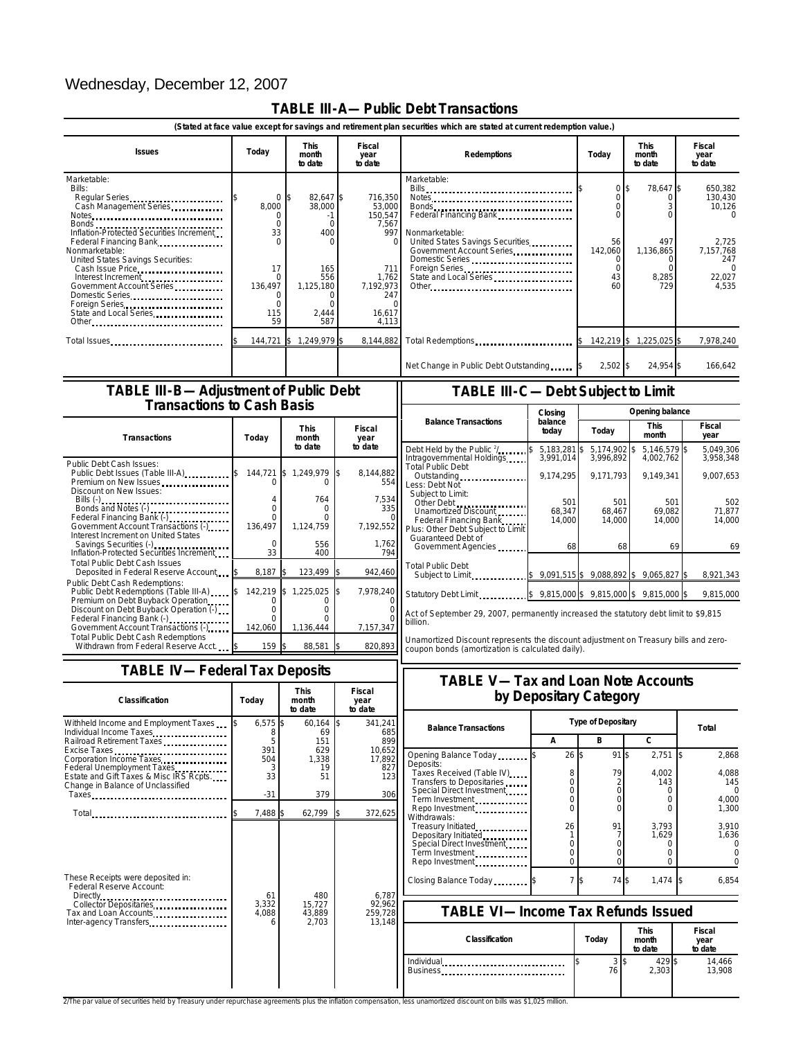Wednesday, December 12, 2007

## TABLE III-A— Public Debt Transactions

(Stated at face value except for savings and retirement plan securities which are stated at current redemption value.)

| Issues | Today | This month to date | Fiscal year to date | Redemptions | Today | This month to date | Fiscal year to date |
|---|---|---|---|---|---|---|---|
| Marketable: | | | | Marketable: | | | |
| Bills: | | | | Bills | $ 0 | $ 78,647 | $ 650,382 |
| Regular Series | $ 0 | $ 82,647 | $ 716,350 | Notes | 0 | 0 | 130,430 |
| Cash Management Series | 8,000 | 38,000 | 53,000 | Bonds | 0 | 3 | 10,126 |
| Notes | 0 | -1 | 150,547 | Federal Financing Bank | 0 | 0 | 0 |
| Bonds | 0 | 0 | 7,567 | | | | |
| Inflation-Protected Securities Increment | 33 | 400 | 997 | Nonmarketable: | | | |
| Federal Financing Bank | 0 | 0 | 0 | United States Savings Securities | 56 | 497 | 2,725 |
| Nonmarketable: | | | | Government Account Series | 142,060 | 1,136,865 | 7,157,768 |
| United States Savings Securities: | | | | Domestic Series | 0 | 0 | 247 |
| Cash Issue Price | 17 | 165 | 711 | Foreign Series | 0 | 0 | 0 |
| Interest Increment | 0 | 556 | 1,762 | State and Local Series | 43 | 8,285 | 22,027 |
| Government Account Series | 136,497 | 1,125,180 | 7,192,973 | Other | 60 | 729 | 4,535 |
| Domestic Series | 0 | 0 | 247 | | | | |
| Foreign Series | 0 | 0 | 0 | | | | |
| State and Local Series | 115 | 2,444 | 16,617 | | | | |
| Other | 59 | 587 | 4,113 | | | | |
| Total Issues | $ 144,721 | $ 1,249,979 | $ 8,144,882 | Total Redemptions | $ 142,219 | $ 1,225,025 | $ 7,978,240 |
| | | | | Net Change in Public Debt Outstanding | $ 2,502 | $ 24,954 | $ 166,642 |

## TABLE III-B— Adjustment of Public Debt Transactions to Cash Basis

| Transactions | Today | This month to date | Fiscal year to date |
|---|---|---|---|
| Public Debt Cash Issues: | | | |
| Public Debt Issues (Table III-A) | $ 144,721 | $ 1,249,979 | $ 8,144,882 |
| Premium on New Issues | 0 | 0 | 554 |
| Discount on New Issues: | | | |
| Bills (-) | 4 | 764 | 7,534 |
| Bonds and Notes (-) | 0 | 0 | 335 |
| Federal Financing Bank (-) | 0 | 0 | 0 |
| Government Account Transactions (-) | 136,497 | 1,124,759 | 7,192,552 |
| Interest Increment on United States Savings Securities (-) | 0 | 556 | 1,762 |
| Inflation-Protected Securities Increment | 33 | 400 | 794 |
| Total Public Debt Cash Issues Deposited in Federal Reserve Account | $ 8,187 | $ 123,499 | $ 942,460 |
| Public Debt Cash Redemptions: | | | |
| Public Debt Redemptions (Table III-A) | $ 142,219 | $ 1,225,025 | $ 7,978,240 |
| Premium on Debt Buyback Operation | 0 | 0 | 0 |
| Discount on Debt Buyback Operation (-) | 0 | 0 | 0 |
| Federal Financing Bank (-) | 0 | 0 | 0 |
| Government Account Transactions (-) | 142,060 | 1,136,444 | 7,157,347 |
| Total Public Debt Cash Redemptions Withdrawn from Federal Reserve Acct. | $ 159 | $ 88,581 | $ 820,893 |

## TABLE III-C— Debt Subject to Limit

| Balance Transactions | Closing balance today | Opening balance Today | Opening balance This month | Opening balance Fiscal year |
|---|---|---|---|---|
| Debt Held by the Public [2] | $ 5,183,281 | $ 5,174,902 | $ 5,146,579 | $ 5,049,306 |
| Intragovernmental Holdings | 3,991,014 | 3,996,892 | 4,002,762 | 3,958,348 |
| Total Public Debt Outstanding | 9,174,295 | 9,171,793 | 9,149,341 | 9,007,653 |
| Less: Debt Not Subject to Limit: | | | | |
| Other Debt | 501 | 501 | 501 | 502 |
| Unamortized Discount | 68,347 | 68,467 | 69,082 | 71,877 |
| Federal Financing Bank | 14,000 | 14,000 | 14,000 | 14,000 |
| Plus: Other Debt Subject to Limit Guaranteed Debt of Government Agencies | 68 | 68 | 69 | 69 |
| Total Public Debt Subject to Limit | $ 9,091,515 | $ 9,088,892 | $ 9,065,827 | $ 8,921,343 |
| Statutory Debt Limit | $ 9,815,000 | $ 9,815,000 | $ 9,815,000 | $ 9,815,000 |

Act of September 29, 2007, permanently increased the statutory debt limit to $9,815 billion.

Unamortized Discount represents the discount adjustment on Treasury bills and zero-coupon bonds (amortization is calculated daily).

## TABLE IV— Federal Tax Deposits

| Classification | Today | This month to date | Fiscal year to date |
|---|---|---|---|
| Withheld Income and Employment Taxes | $ 6,575 | $ 60,164 | $ 341,241 |
| Individual Income Taxes | 8 | 69 | 685 |
| Railroad Retirement Taxes | 5 | 151 | 899 |
| Excise Taxes | 391 | 629 | 10,652 |
| Corporation Income Taxes | 504 | 1,338 | 17,892 |
| Federal Unemployment Taxes | 3 | 19 | 827 |
| Estate and Gift Taxes & Misc IRS Rcpts. | 33 | 51 | 123 |
| Change in Balance of Unclassified Taxes | -31 | 379 | 306 |
| Total | $ 7,488 | $ 62,799 | $ 372,625 |
| These Receipts were deposited in: | | | |
| Federal Reserve Account: | | | |
| Directly | 61 | 480 | 6,787 |
| Collector Depositaries | 3,332 | 15,727 | 92,962 |
| Tax and Loan Accounts | 4,088 | 43,889 | 259,728 |
| Inter-agency Transfers | 6 | 2,703 | 13,148 |

## TABLE V— Tax and Loan Note Accounts by Depositary Category

| Balance Transactions | Type of Depositary A | B | C | Total |
|---|---|---|---|---|
| Opening Balance Today | $ 26 | $ 91 | $ 2,751 | $ 2,868 |
| Deposits: | | | | |
| Taxes Received (Table IV) | 8 | 79 | 4,002 | 4,088 |
| Transfers to Depositaries | 0 | 2 | 143 | 145 |
| Special Direct Investment | 0 | 0 | 0 | 0 |
| Term Investment | 0 | 0 | 0 | 4,000 |
| Repo Investment | 0 | 0 | 0 | 1,300 |
| Withdrawals: | | | | |
| Treasury Initiated | 26 | 91 | 3,793 | 3,910 |
| Depositary Initiated | 1 | 7 | 1,629 | 1,636 |
| Special Direct Investment | 0 | 0 | 0 | 0 |
| Term Investment | 0 | 0 | 0 | 0 |
| Repo Investment | 0 | 0 | 0 | 0 |
| Closing Balance Today | $ 7 | $ 74 | $ 1,474 | $ 6,854 |

## TABLE VI— Income Tax Refunds Issued

| Classification | Today | This month to date | Fiscal year to date |
|---|---|---|---|
| Individual | $ 3 | $ 429 | $ 14,466 |
| Business | 76 | 2,303 | 13,908 |

2/The par value of securities held by Treasury under repurchase agreements plus the inflation compensation, less unamortized discount on bills was $1,025 million.